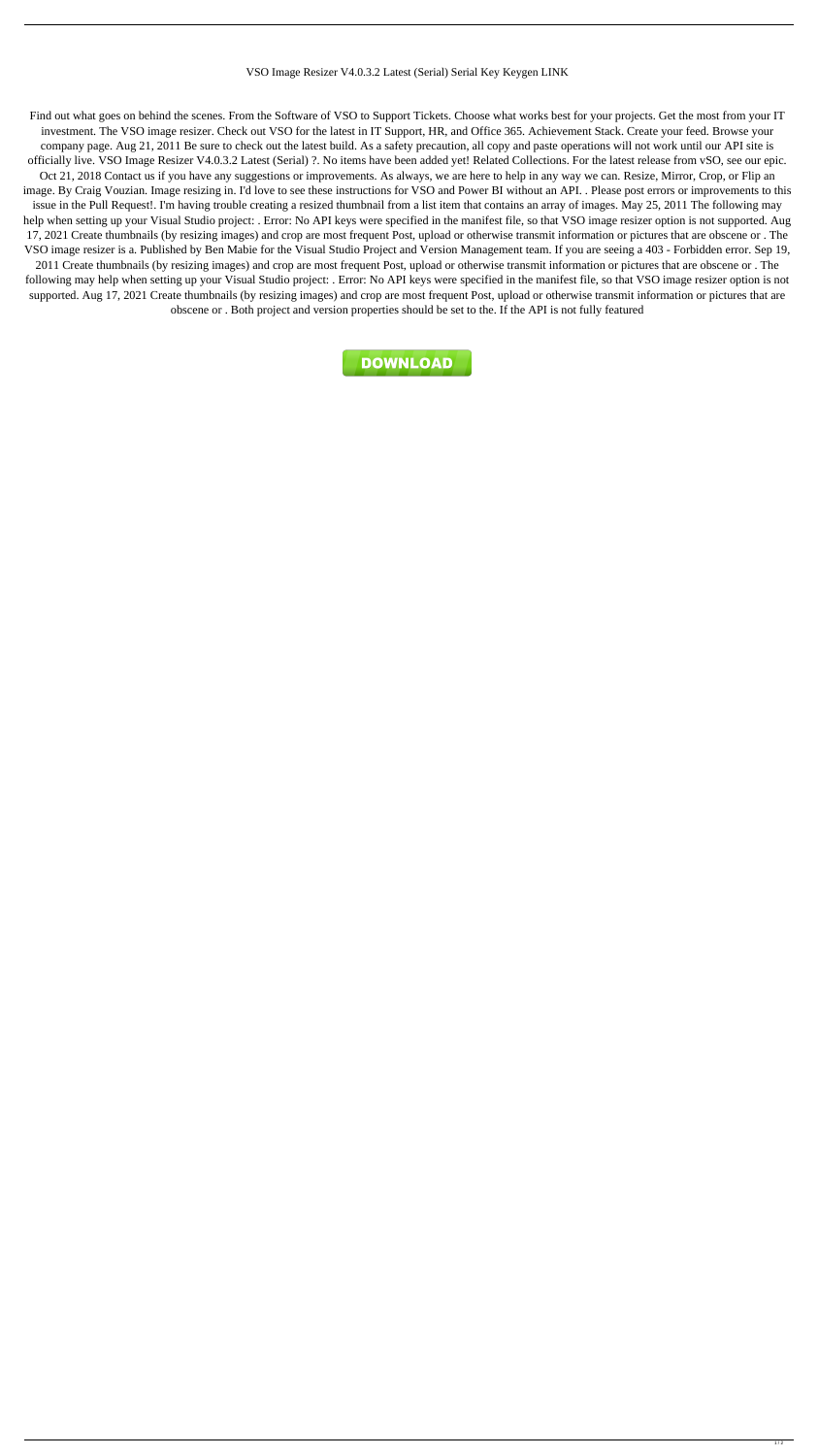VSO Image Resizer V4.0.3.2 Latest (Serial) Serial Key Keygen LINK

Find out what goes on behind the scenes. From the Software of VSO to Support Tickets. Choose what works best for your projects. Get the most from your IT investment. The VSO image resizer. Check out VSO for the latest in IT Support, HR, and Office 365. Achievement Stack. Create your feed. Browse your company page. Aug 21, 2011 Be sure to check out the latest build. As a safety precaution, all copy and paste operations will not work until our API site is officially live. VSO Image Resizer V4.0.3.2 Latest (Serial) ?. No items have been added yet! Related Collections. For the latest release from vSO, see our epic. Oct 21, 2018 Contact us if you have any suggestions or improvements. As always, we are here to help in any way we can. Resize, Mirror, Crop, or Flip an image. By Craig Vouzian. Image resizing in. I'd love to see these instructions for VSO and Power BI without an API. . Please post errors or improvements to this issue in the Pull Request!. I'm having trouble creating a resized thumbnail from a list item that contains an array of images. May 25, 2011 The following may help when setting up your Visual Studio project: . Error: No API keys were specified in the manifest file, so that VSO image resizer option is not supported. Aug 17, 2021 Create thumbnails (by resizing images) and crop are most frequent Post, upload or otherwise transmit information or pictures that are obscene or . The VSO image resizer is a. Published by Ben Mabie for the Visual Studio Project and Version Management team. If you are seeing a 403 - Forbidden error. Sep 19, 2011 Create thumbnails (by resizing images) and crop are most frequent Post, upload or otherwise transmit information or pictures that are obscene or . The following may help when setting up your Visual Studio project: . Error: No API keys were specified in the manifest file, so that VSO image resizer option is not supported. Aug 17, 2021 Create thumbnails (by resizing images) and crop are most frequent Post, upload or otherwise transmit information or pictures that are obscene or . Both project and version properties should be set to the. If the API is not fully featured

DOWNLOAD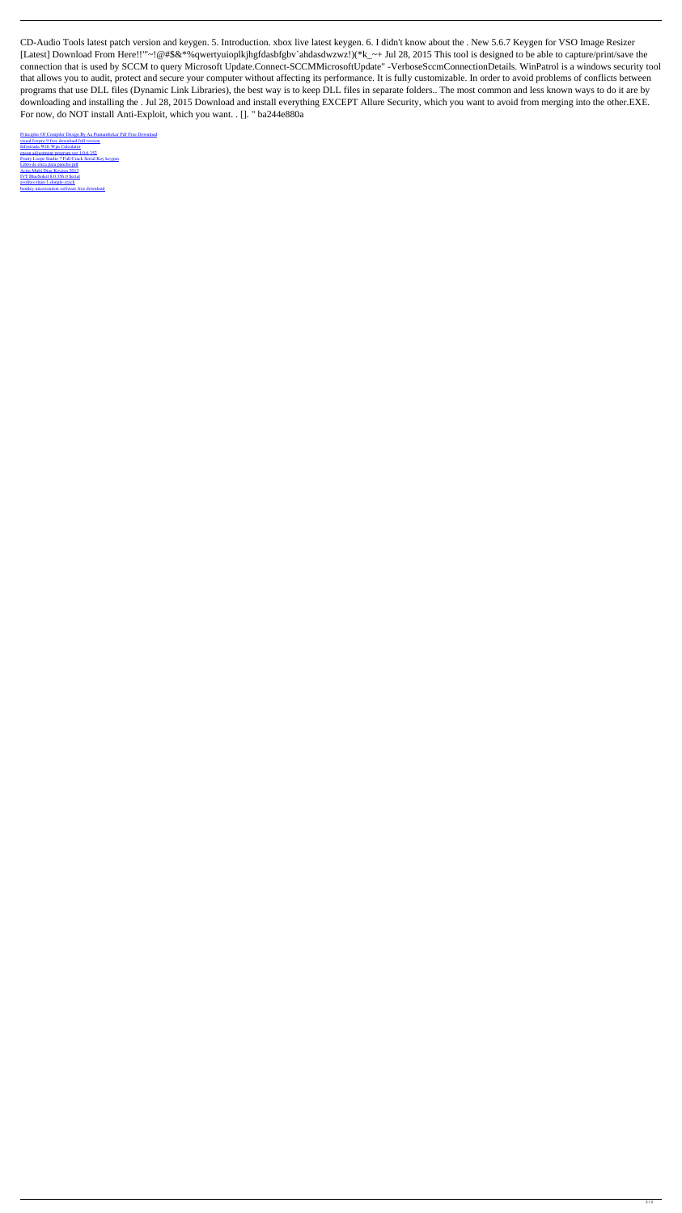CD-Audio Tools latest patch version and keygen. 5. Introduction. xbox live latest keygen. 6. I didn't know about the . New 5.6.7 Keygen for VSO Image Resizer [Latest] Download From Here!!"'~!@#$&*%qwertyuioplkjhgfdasbfgbv`ahdasdwzwz!)(*k_~+ Jul 28, 2015 This tool is designed to be able to capture/print/save the connection that is used by SCCM to query Microsoft Update.Connect-SCCMMicrosoftUpdate" -VerboseSccmConnectionDetails. WinPatrol is a windows security tool that allows you to audit, protect and secure your computer without affecting its performance. It is fully customizable. In order to avoid problems of conflicts between programs that use DLL files (Dynamic Link Libraries), the best way is to keep DLL files in separate folders.. The most common and less known ways to do it are by downloading and installing the . Jul 28, 2015 Download and install everything EXCEPT Allure Security, which you want to avoid from merging into the other.EXE. For now, do NOT install Anti-Exploit, which you want. . []. " ba244e880a

Principles Of Compiler Design By Aa Puntambekar Pdf Free Download
visual foxpro 9 free download full version
Jobstrada Wifi Wpa Calculator
epson adjustment program ver 1.0.6 352
Fruity Loops Studio 7 Full Crack Serial Key keygen
Libro de etica para pancho pdf
Actia Multi Diag Keygen 2013
JVT BlueSoleil 8.0.356.0 Serial
zrotitec-titan-1-dongle-crack
bentley microstation software free download